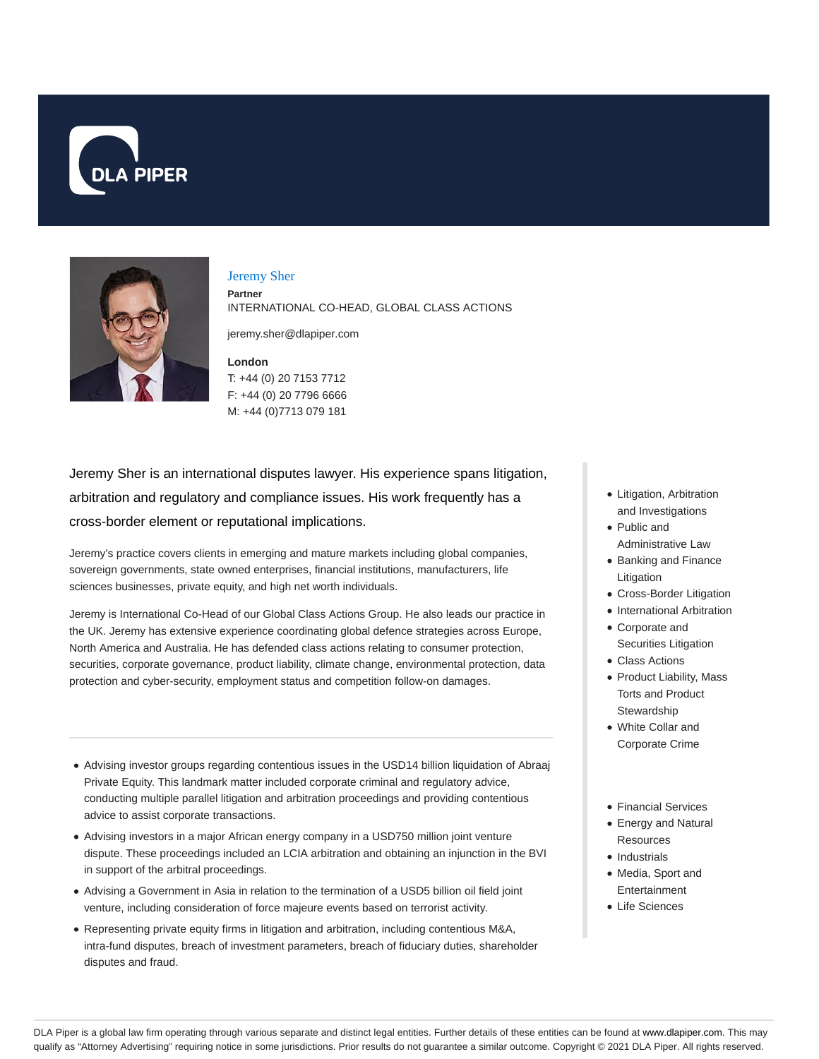DLA PIPER

# Jeremy Sher

**Partner**

INTERNATIONAL CO-HEAD, GLOBAL CLASS ACTIONS

jeremy.sher@dlapiper.com

**London**

T: +44 (0) 20 7153 7712

F: +44 (0) 20 7796 6666

M: +44 (0)7713 079 181

Jeremy Sher is an international disputes lawyer. His experience spans litigation, arbitration and regulatory and compliance issues. His work frequently has a cross-border element or reputational implications.

Jeremy's practice covers clients in emerging and mature markets including global companies, sovereign governments, state owned enterprises, financial institutions, manufacturers, life sciences businesses, private equity, and high net worth individuals.

Jeremy is International Co-Head of our Global Class Actions Group. He also leads our practice in the UK. Jeremy has extensive experience coordinating global defence strategies across Europe, North America and Australia. He has defended class actions relating to consumer protection, securities, corporate governance, product liability, climate change, environmental protection, data protection and cyber-security, employment status and competition follow-on damages.

- Advising investor groups regarding contentious issues in the USD14 billion liquidation of Abraaj Private Equity. This landmark matter included corporate criminal and regulatory advice, conducting multiple parallel litigation and arbitration proceedings and providing contentious advice to assist corporate transactions.
- Advising investors in a major African energy company in a USD750 million joint venture dispute. These proceedings included an LCIA arbitration and obtaining an injunction in the BVI in support of the arbitral proceedings.
- Advising a Government in Asia in relation to the termination of a USD5 billion oil field joint venture, including consideration of force majeure events based on terrorist activity.
- Representing private equity firms in litigation and arbitration, including contentious M&A, intra-fund disputes, breach of investment parameters, breach of fiduciary duties, shareholder disputes and fraud.

- Litigation, Arbitration and Investigations
- Public and Administrative Law
- Banking and Finance Litigation
- Cross-Border Litigation
- International Arbitration
- Corporate and Securities Litigation
- Class Actions
- Product Liability, Mass Torts and Product Stewardship
- White Collar and Corporate Crime

- Financial Services
- Energy and Natural Resources
- Industrials
- Media, Sport and Entertainment
- Life Sciences

DLA Piper is a global law firm operating through various separate and distinct legal entities. Further details of these entities can be found at www.dlapiper.com. This may qualify as "Attorney Advertising" requiring notice in some jurisdictions. Prior results do not guarantee a similar outcome. Copyright © 2021 DLA Piper. All rights reserved.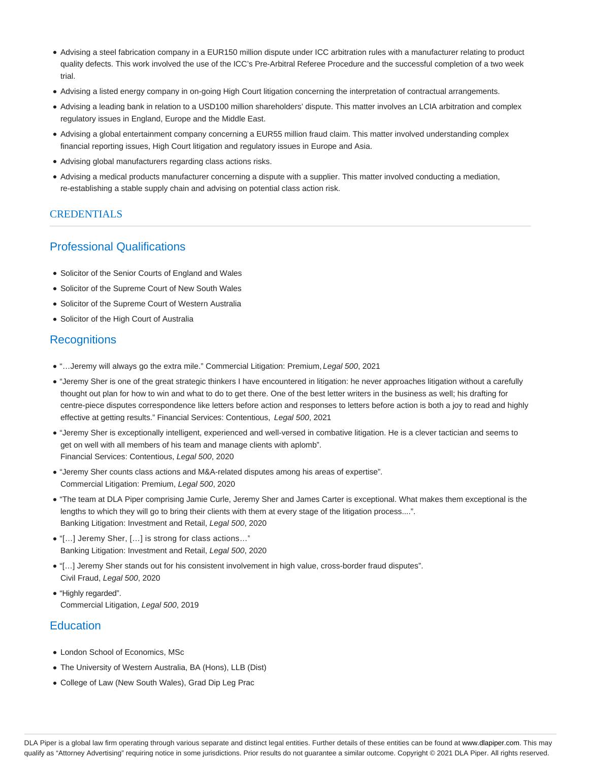- Advising a steel fabrication company in a EUR150 million dispute under ICC arbitration rules with a manufacturer relating to product quality defects. This work involved the use of the ICC's Pre-Arbitral Referee Procedure and the successful completion of a two week trial.
- Advising a listed energy company in on-going High Court litigation concerning the interpretation of contractual arrangements.
- Advising a leading bank in relation to a USD100 million shareholders' dispute. This matter involves an LCIA arbitration and complex regulatory issues in England, Europe and the Middle East.
- Advising a global entertainment company concerning a EUR55 million fraud claim. This matter involved understanding complex financial reporting issues, High Court litigation and regulatory issues in Europe and Asia.
- Advising global manufacturers regarding class actions risks.
- Advising a medical products manufacturer concerning a dispute with a supplier. This matter involved conducting a mediation, re-establishing a stable supply chain and advising on potential class action risk.

## CREDENTIALS

### Professional Qualifications

- Solicitor of the Senior Courts of England and Wales
- Solicitor of the Supreme Court of New South Wales
- Solicitor of the Supreme Court of Western Australia
- Solicitor of the High Court of Australia

### Recognitions

- "…Jeremy will always go the extra mile." Commercial Litigation: Premium, *Legal 500*, 2021
- "Jeremy Sher is one of the great strategic thinkers I have encountered in litigation: he never approaches litigation without a carefully thought out plan for how to win and what to do to get there. One of the best letter writers in the business as well; his drafting for centre-piece disputes correspondence like letters before action and responses to letters before action is both a joy to read and highly effective at getting results." Financial Services: Contentious, *Legal 500*, 2021
- "Jeremy Sher is exceptionally intelligent, experienced and well-versed in combative litigation. He is a clever tactician and seems to get on well with all members of his team and manage clients with aplomb".
  Financial Services: Contentious, *Legal 500*, 2020
- "Jeremy Sher counts class actions and M&A-related disputes among his areas of expertise".
  Commercial Litigation: Premium, *Legal 500*, 2020
- "The team at DLA Piper comprising Jamie Curle, Jeremy Sher and James Carter is exceptional. What makes them exceptional is the lengths to which they will go to bring their clients with them at every stage of the litigation process....".
  Banking Litigation: Investment and Retail, *Legal 500*, 2020
- "[…] Jeremy Sher, […] is strong for class actions…"
  Banking Litigation: Investment and Retail, *Legal 500*, 2020
- "[…] Jeremy Sher stands out for his consistent involvement in high value, cross-border fraud disputes".
  Civil Fraud, *Legal 500*, 2020
- "Highly regarded".
  Commercial Litigation, *Legal 500*, 2019

### Education

- London School of Economics, MSc
- The University of Western Australia, BA (Hons), LLB (Dist)
- College of Law (New South Wales), Grad Dip Leg Prac

DLA Piper is a global law firm operating through various separate and distinct legal entities. Further details of these entities can be found at www.dlapiper.com. This may qualify as "Attorney Advertising" requiring notice in some jurisdictions. Prior results do not guarantee a similar outcome. Copyright © 2021 DLA Piper. All rights reserved.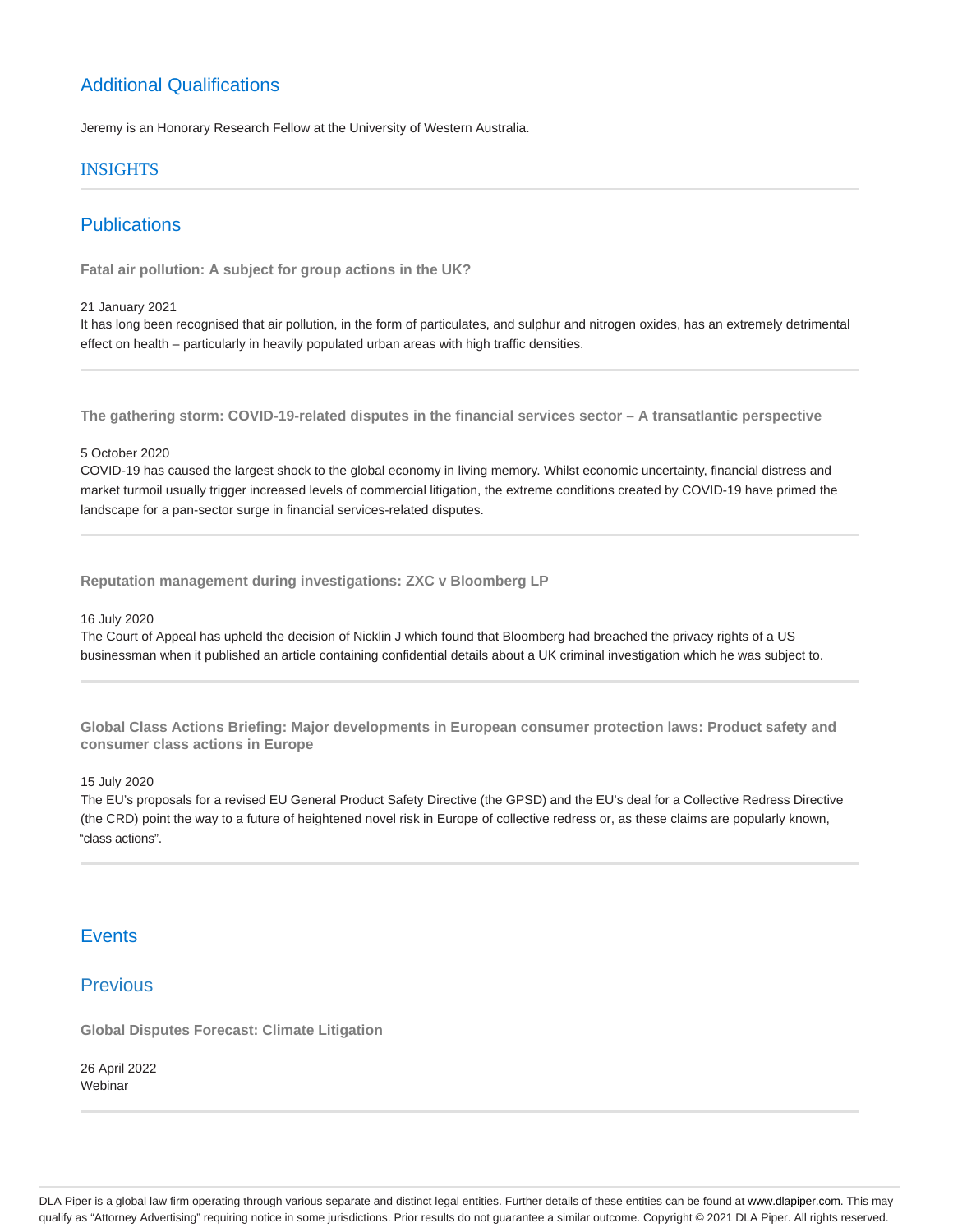## Additional Qualifications

Jeremy is an Honorary Research Fellow at the University of Western Australia.

## INSIGHTS

## Publications

### Fatal air pollution: A subject for group actions in the UK?

21 January 2021

It has long been recognised that air pollution, in the form of particulates, and sulphur and nitrogen oxides, has an extremely detrimental effect on health – particularly in heavily populated urban areas with high traffic densities.

### The gathering storm: COVID-19-related disputes in the financial services sector – A transatlantic perspective

5 October 2020

COVID-19 has caused the largest shock to the global economy in living memory. Whilst economic uncertainty, financial distress and market turmoil usually trigger increased levels of commercial litigation, the extreme conditions created by COVID-19 have primed the landscape for a pan-sector surge in financial services-related disputes.

### Reputation management during investigations: ZXC v Bloomberg LP

16 July 2020

The Court of Appeal has upheld the decision of Nicklin J which found that Bloomberg had breached the privacy rights of a US businessman when it published an article containing confidential details about a UK criminal investigation which he was subject to.

### Global Class Actions Briefing: Major developments in European consumer protection laws: Product safety and consumer class actions in Europe

15 July 2020

The EU's proposals for a revised EU General Product Safety Directive (the GPSD) and the EU's deal for a Collective Redress Directive (the CRD) point the way to a future of heightened novel risk in Europe of collective redress or, as these claims are popularly known, "class actions".

## Events

## Previous

### Global Disputes Forecast: Climate Litigation

26 April 2022

Webinar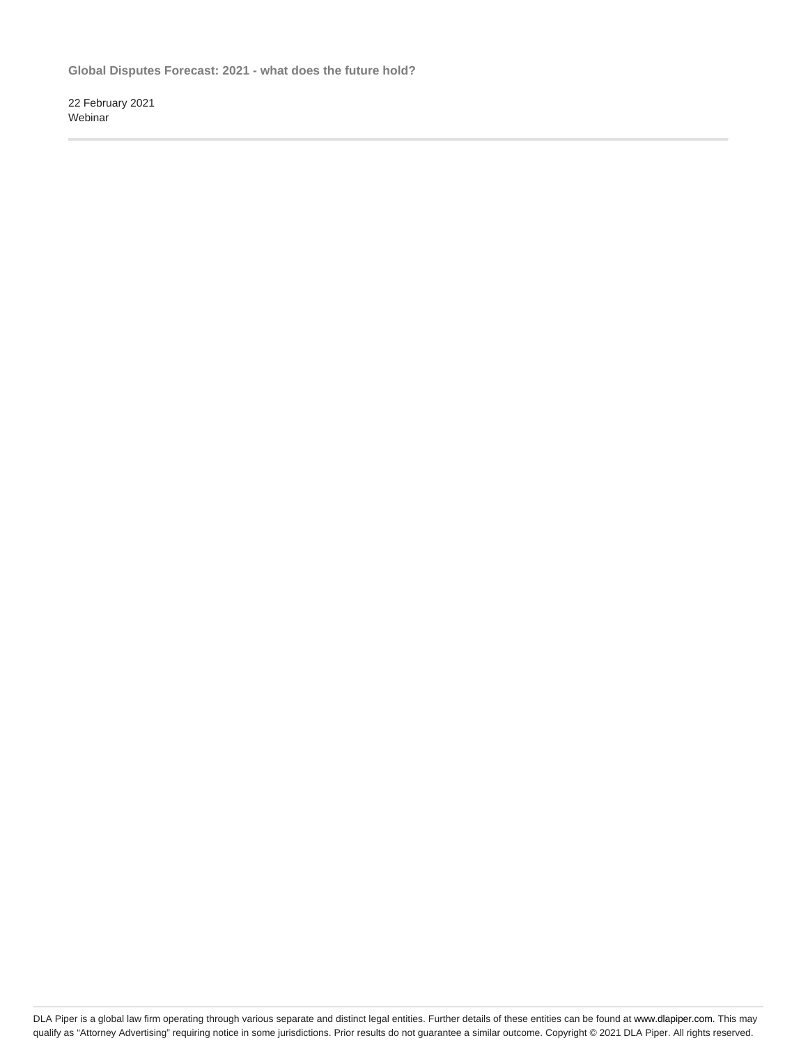**Global Disputes Forecast: 2021 - what does the future hold?**

22 February 2021
Webinar